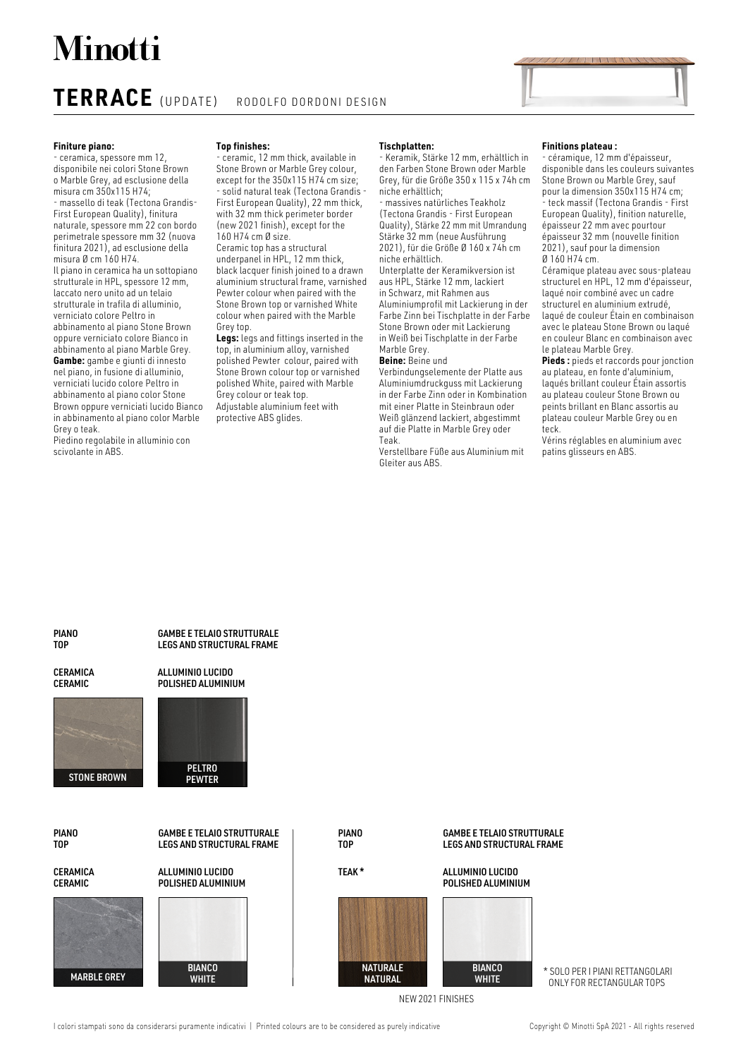# Minotti

## TERRACE (UPDATE) RODOLFO DORDONI DESIGN

**Finiture piano:**
- ceramica, spessore mm 12, disponibile nei colori Stone Brown o Marble Grey, ad esclusione della misura cm 350x115 H74;
- massello di teak (Tectona Grandis-First European Quality), finitura naturale, spessore mm 22 con bordo perimetrale spessore mm 32 (nuova finitura 2021), ad esclusione della misura Ø cm 160 H74.

Il piano in ceramica ha un sottopiano strutturale in HPL, spessore 12 mm, laccato nero unito ad un telaio strutturale in trafila di alluminio, verniciato colore Peltro in abbinamento al piano Stone Brown oppure verniciato colore Bianco in abbinamento al piano Marble Grey.

**Gambe:** gambe e giunti di innesto nel piano, in fusione di alluminio, verniciati lucido colore Peltro in abbinamento al piano color Stone Brown oppure verniciati lucido Bianco in abbinamento al piano color Marble Grey o teak.

Piedino regolabile in alluminio con scivolante in ABS.

**Top finishes:**
- ceramic, 12 mm thick, available in Stone Brown or Marble Grey colour, except for the 350x115 H74 cm size;
- solid natural teak (Tectona Grandis - First European Quality), 22 mm thick, with 32 mm thick perimeter border (new 2021 finish), except for the 160 H74 cm Ø size.

Ceramic top has a structural underpanel in HPL, 12 mm thick, black lacquer finish joined to a drawn aluminium structural frame, varnished Pewter colour when paired with the Stone Brown top or varnished White colour when paired with the Marble Grey top.

**Legs:** legs and fittings inserted in the top, in aluminium alloy, varnished polished Pewter colour, paired with Stone Brown colour top or varnished polished White, paired with Marble Grey colour or teak top.

Adjustable aluminium feet with protective ABS glides.

**Tischplatten:**
- Keramik, Stärke 12 mm, erhältlich in den Farben Stone Brown oder Marble Grey, für die Größe 350 x 115 x 74h cm niche erhältlich;
- massives natürliches Teakholz (Tectona Grandis - First European Quality), Stärke 22 mm mit Umrandung Stärke 32 mm (neue Ausführung 2021), für die Größe Ø 160 x 74h cm niche erhältlich.

Unterplatte der Keramikversion ist aus HPL, Stärke 12 mm, lackiert in Schwarz, mit Rahmen aus Aluminiumprofil mit Lackierung in der Farbe Zinn bei Tischplatte in der Farbe Stone Brown oder mit Lackierung in Weiß bei Tischplatte in der Farbe Marble Grey.

**Beine:** Beine und Verbindungselemente der Platte aus Aluminiumdruckguss mit Lackierung in der Farbe Zinn oder in Kombination mit einer Platte in Steinbraun oder Weiß glänzend lackiert, abgestimmt auf die Platte in Marble Grey oder Teak.

Verstellbare Füße aus Aluminium mit Gleiter aus ABS.

**Finitions plateau :**
- céramique, 12 mm d'épaisseur, disponible dans les couleurs suivantes Stone Brown ou Marble Grey, sauf pour la dimension 350x115 H74 cm;
- teck massif (Tectona Grandis - First European Quality), finition naturelle, épaisseur 22 mm avec pourtour épaisseur 32 mm (nouvelle finition 2021), sauf pour la dimension Ø 160 H74 cm.

Céramique plateau avec sous-plateau structurel en HPL, 12 mm d'épaisseur, laqué noir combiné avec un cadre structurel en aluminium extrudé, laqué de couleur Étain en combinaison avec le plateau Stone Brown ou laqué en couleur Blanc en combinaison avec le plateau Marble Grey.

**Pieds :** pieds et raccords pour jonction au plateau, en fonte d'aluminium, laqués brillant couleur Étain assortis au plateau couleur Stone Brown ou peints brillant en Blanc assortis au plateau couleur Marble Grey ou en teck.

Vérins réglables en aluminium avec patins glisseurs en ABS.

| PIANO / TOP | GAMBE E TELAIO STRUTTURALE / LEGS AND STRUCTURAL FRAME |
|---|---|
| CERAMICA / CERAMIC | ALLUMINIO LUCIDO / POLISHED ALUMINIUM |
| STONE BROWN | PELTRO / PEWTER |

| PIANO / TOP | GAMBE E TELAIO STRUTTURALE / LEGS AND STRUCTURAL FRAME |
|---|---|
| CERAMICA / CERAMIC | ALLUMINIO LUCIDO / POLISHED ALUMINIUM |
| MARBLE GREY | BIANCO / WHITE |

| PIANO / TOP | GAMBE E TELAIO STRUTTURALE / LEGS AND STRUCTURAL FRAME |
|---|---|
| TEAK * | ALLUMINIO LUCIDO / POLISHED ALUMINIUM |
| NATURALE / NATURAL | BIANCO / WHITE |

\* SOLO PER I PIANI RETTANGOLARI / ONLY FOR RECTANGULAR TOPS

NEW 2021 FINISHES

I colori stampati sono da considerarsi puramente indicativi | Printed colours are to be considered as purely indicative

Copyright © Minotti SpA 2021 - All rights reserved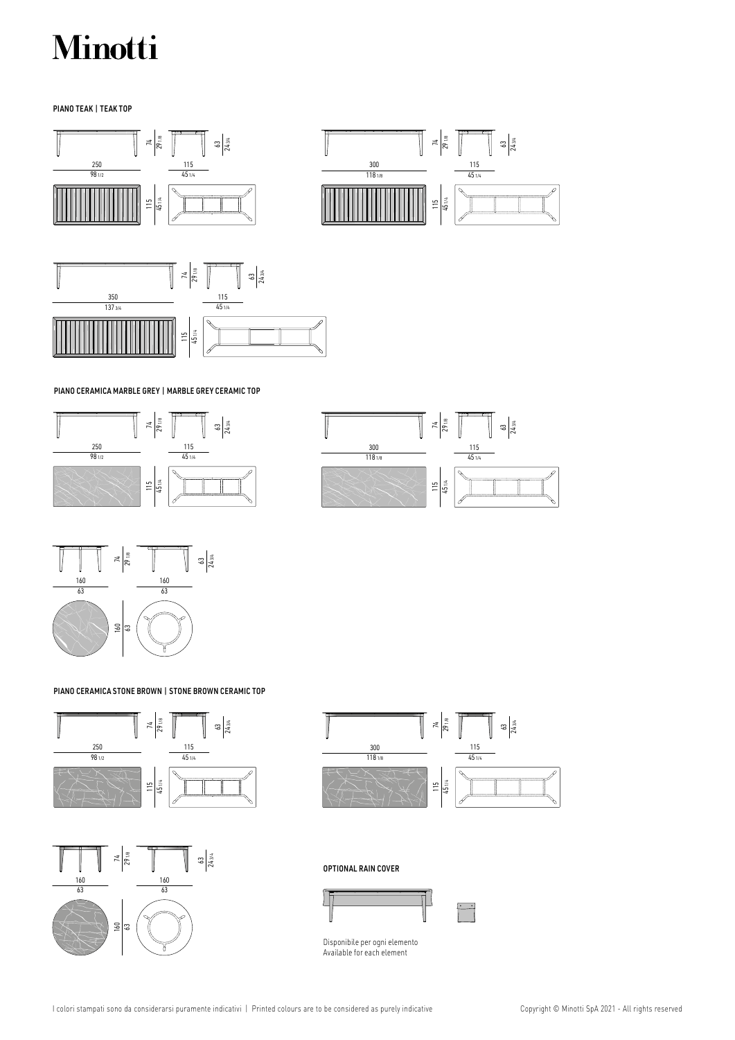# Minotti

## PIANO TEAK | TEAK TOP

74
29 1/8

63
24 3/4

250
98 1/2

115
45 1/4

115
45 1/4

74
29 1/8

63
24 3/4

300
118 1/8

115
45 1/4

115
45 1/4

74
29 1/8

63
24 3/4

350
137 3/4

115
45 1/4

115
45 1/4

## PIANO CERAMICA MARBLE GREY | MARBLE GREY CERAMIC TOP

74
29 1/8

63
24 3/4

250
98 1/2

115
45 1/4

115
45 1/4

74
29 1/8

63
24 3/4

300
118 1/8

115
45 1/4

115
45 1/4

74
29 1/8

63
24 3/4

160
63

160
63

160
63

## PIANO CERAMICA STONE BROWN | STONE BROWN CERAMIC TOP

74
29 1/8

63
24 3/4

250
98 1/2

115
45 1/4

115
45 1/4

74
29 1/8

63
24 3/4

300
118 1/8

115
45 1/4

115
45 1/4

74
29 1/8

63
24 3/4

160
63

160
63

160
63

## OPTIONAL RAIN COVER

Disponibile per ogni elemento
Available for each element

I colori stampati sono da considerarsi puramente indicativi | Printed colours are to be considered as purely indicative

Copyright © Minotti SpA 2021 - All rights reserved